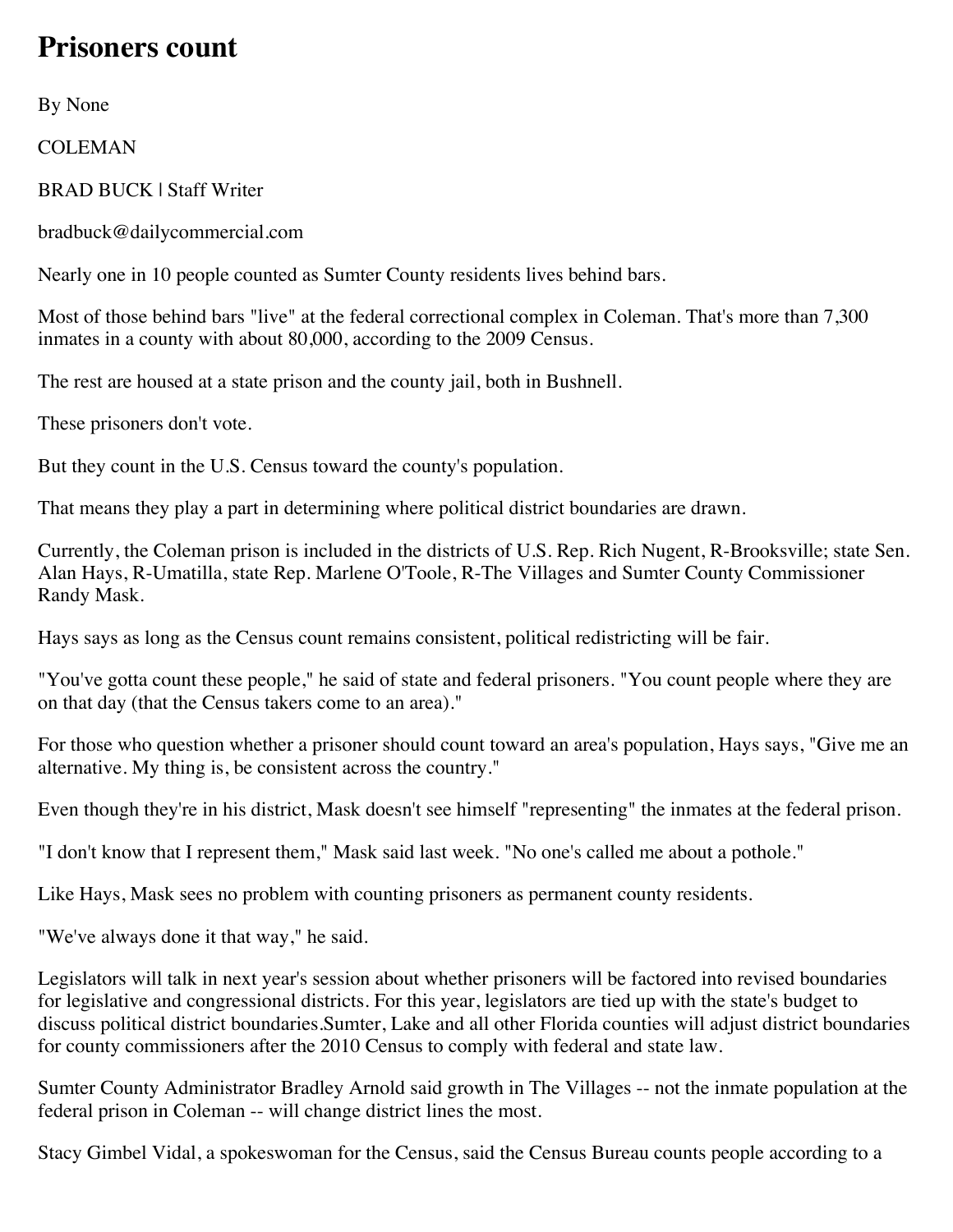# Prisoners count

By None

COLEMAN

BRAD BUCK | Staff Writer

bradbuck@dailycommercial.com

Nearly one in 10 people counted as Sumter County residents lives behind bars.

Most of those behind bars "live" at the federal correctional complex in Coleman. That's more than 7,300 inmates in a county with about 80,000, according to the 2009 Census.

The rest are housed at a state prison and the county jail, both in Bushnell.

These prisoners don't vote.

But they count in the U.S. Census toward the county's population.

That means they play a part in determining where political district boundaries are drawn.

Currently, the Coleman prison is included in the districts of U.S. Rep. Rich Nugent, R-Brooksville; state Sen. Alan Hays, R-Umatilla, state Rep. Marlene O'Toole, R-The Villages and Sumter County Commissioner Randy Mask.

Hays says as long as the Census count remains consistent, political redistricting will be fair.

"You've gotta count these people," he said of state and federal prisoners. "You count people where they are on that day (that the Census takers come to an area)."

For those who question whether a prisoner should count toward an area's population, Hays says, "Give me an alternative. My thing is, be consistent across the country."

Even though they're in his district, Mask doesn't see himself "representing" the inmates at the federal prison.

"I don't know that I represent them," Mask said last week. "No one's called me about a pothole."

Like Hays, Mask sees no problem with counting prisoners as permanent county residents.

"We've always done it that way," he said.

Legislators will talk in next year's session about whether prisoners will be factored into revised boundaries for legislative and congressional districts. For this year, legislators are tied up with the state's budget to discuss political district boundaries.Sumter, Lake and all other Florida counties will adjust district boundaries for county commissioners after the 2010 Census to comply with federal and state law.

Sumter County Administrator Bradley Arnold said growth in The Villages -- not the inmate population at the federal prison in Coleman -- will change district lines the most.

Stacy Gimbel Vidal, a spokeswoman for the Census, said the Census Bureau counts people according to a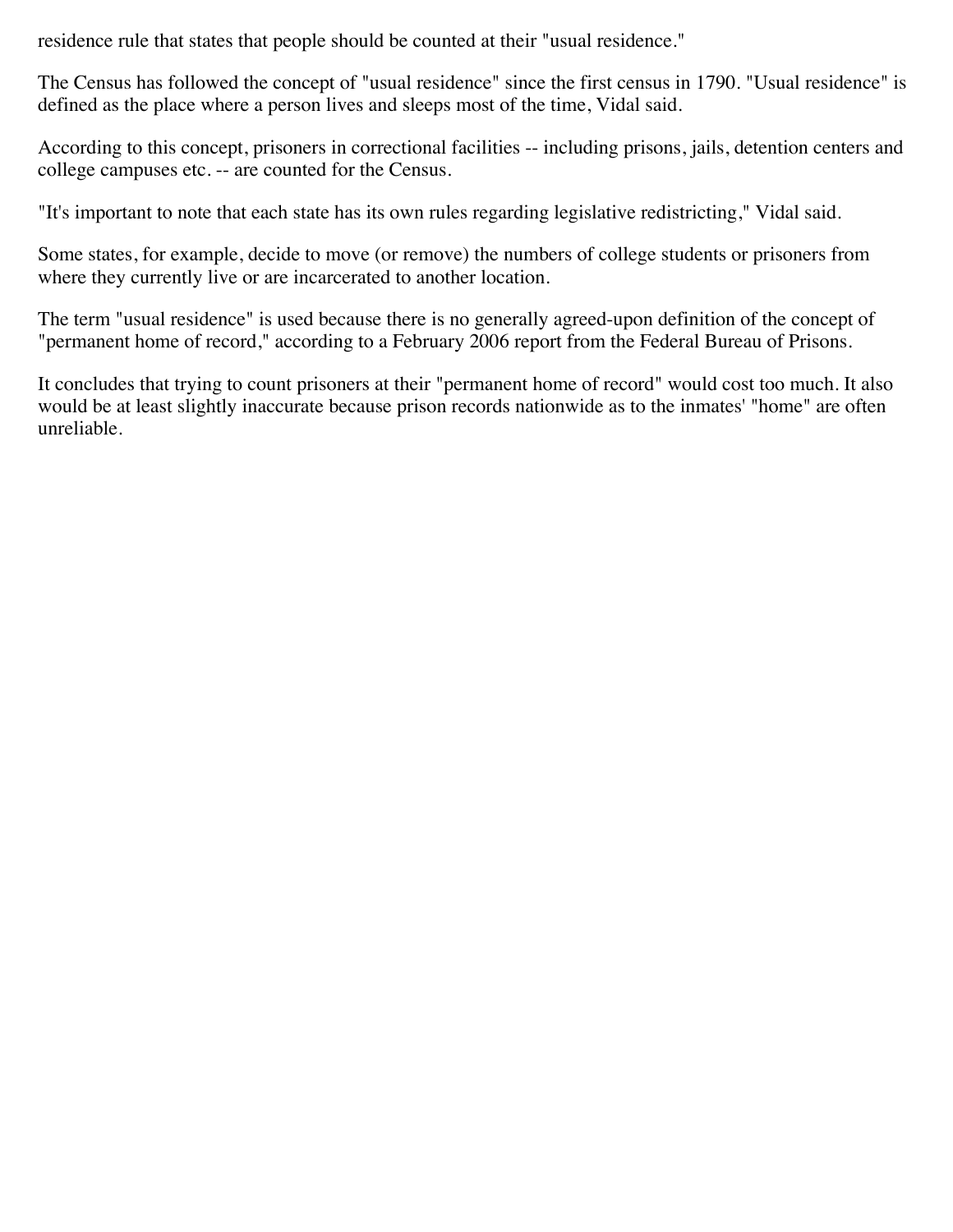residence rule that states that people should be counted at their "usual residence."

The Census has followed the concept of "usual residence" since the first census in 1790. "Usual residence" is defined as the place where a person lives and sleeps most of the time, Vidal said.

According to this concept, prisoners in correctional facilities -- including prisons, jails, detention centers and college campuses etc. -- are counted for the Census.

"It's important to note that each state has its own rules regarding legislative redistricting," Vidal said.

Some states, for example, decide to move (or remove) the numbers of college students or prisoners from where they currently live or are incarcerated to another location.

The term "usual residence" is used because there is no generally agreed-upon definition of the concept of "permanent home of record," according to a February 2006 report from the Federal Bureau of Prisons.

It concludes that trying to count prisoners at their "permanent home of record" would cost too much. It also would be at least slightly inaccurate because prison records nationwide as to the inmates' "home" are often unreliable.